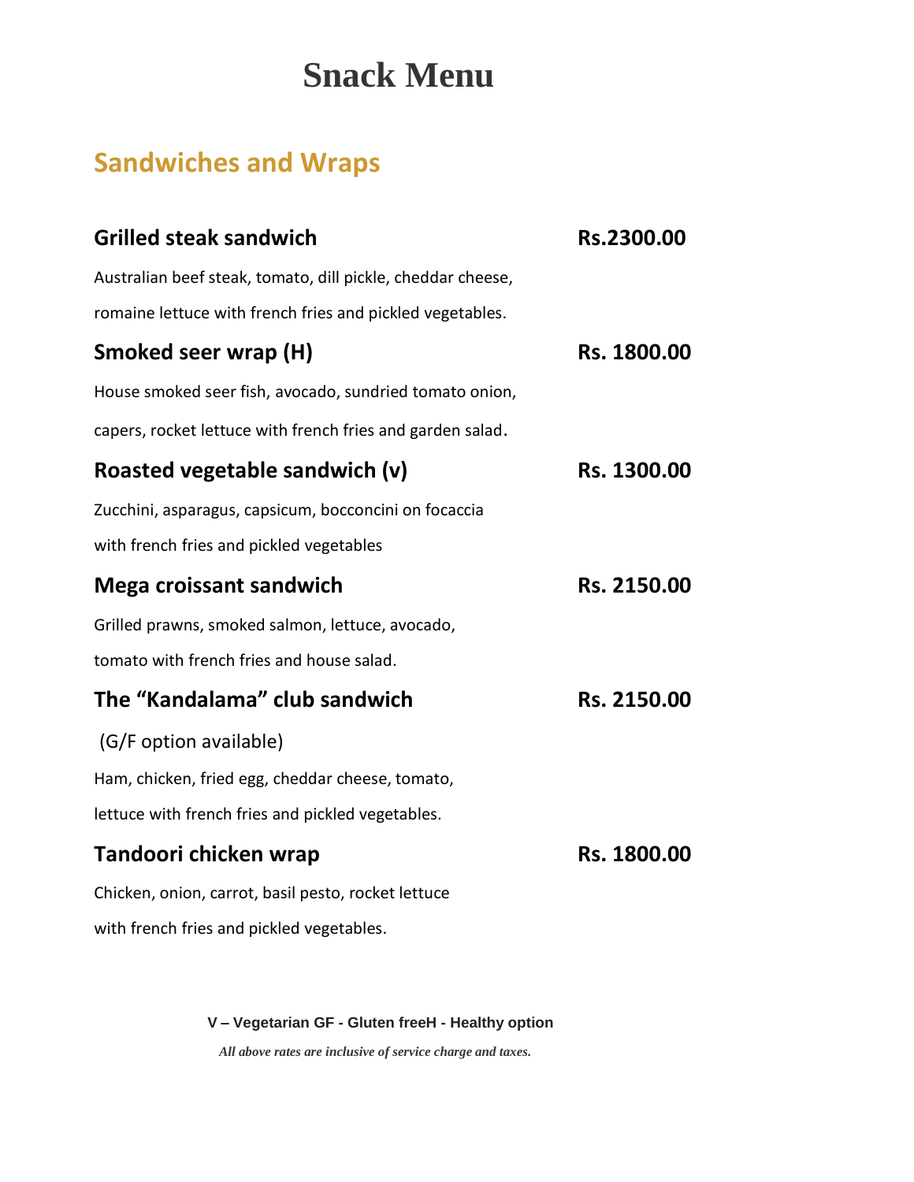# Snack Menu

## Sandwiches and Wraps

**Grilled steak sandwich** **Rs.2300.00**

Australian beef steak, tomato, dill pickle, cheddar cheese,

romaine lettuce with french fries and pickled vegetables.

**Smoked seer wrap (H)** **Rs. 1800.00**

House smoked seer fish, avocado, sundried tomato onion,

capers, rocket lettuce with french fries and garden salad.

**Roasted vegetable sandwich (v)** **Rs. 1300.00**

Zucchini, asparagus, capsicum, bocconcini on focaccia

with french fries and pickled vegetables

**Mega croissant sandwich** **Rs. 2150.00**

Grilled prawns, smoked salmon, lettuce, avocado,

tomato with french fries and house salad.

**The "Kandalama" club sandwich** **Rs. 2150.00**

(G/F option available)

Ham, chicken, fried egg, cheddar cheese, tomato,

lettuce with french fries and pickled vegetables.

**Tandoori chicken wrap** **Rs. 1800.00**

Chicken, onion, carrot, basil pesto, rocket lettuce

with french fries and pickled vegetables.

**V – Vegetarian GF - Gluten freeH - Healthy option**

***All above rates are inclusive of service charge and taxes.***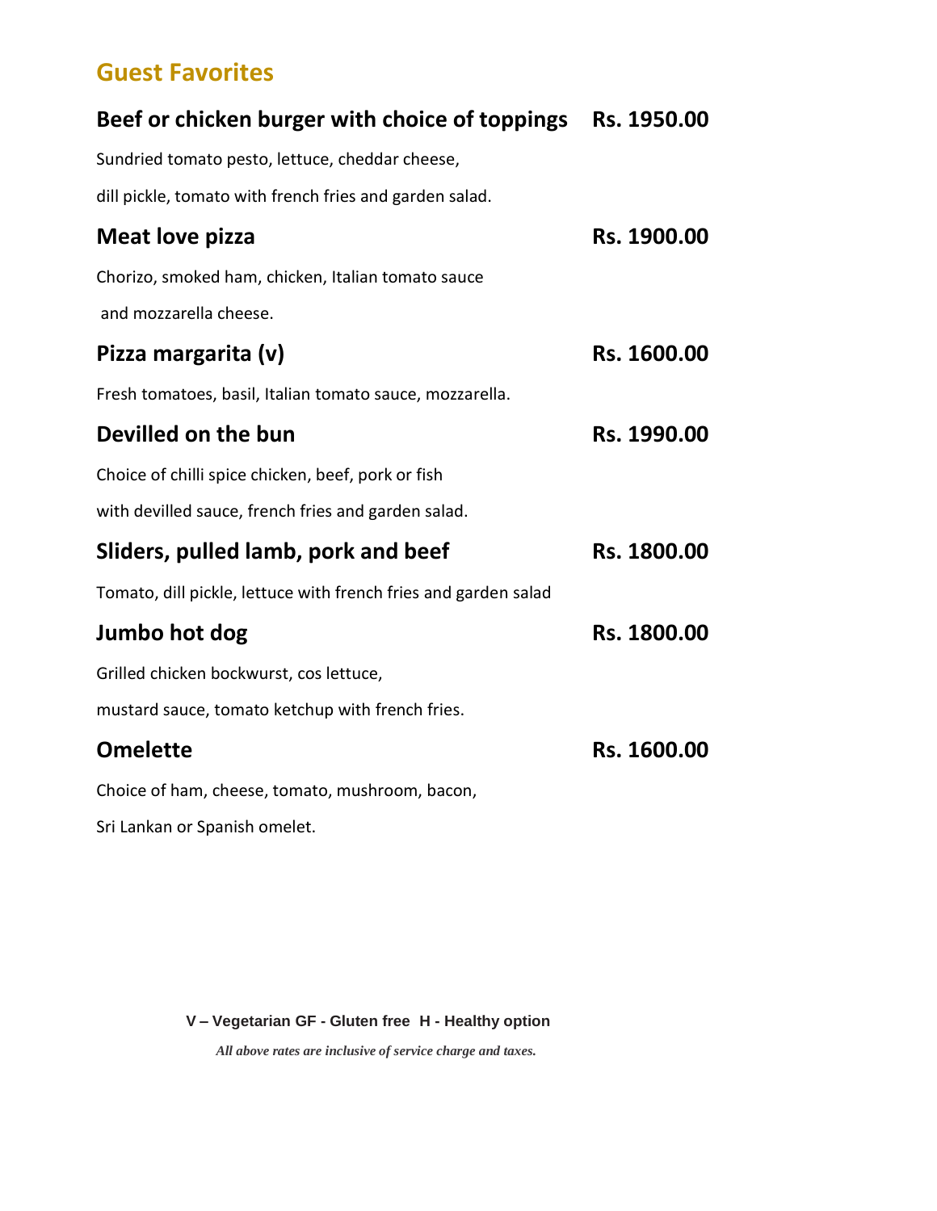## Guest Favorites

**Beef or chicken burger with choice of toppings** **Rs. 1950.00**

Sundried tomato pesto, lettuce, cheddar cheese,

dill pickle, tomato with french fries and garden salad.

**Meat love pizza** **Rs. 1900.00**

Chorizo, smoked ham, chicken, Italian tomato sauce

and mozzarella cheese.

**Pizza margarita (v)** **Rs. 1600.00**

Fresh tomatoes, basil, Italian tomato sauce, mozzarella.

**Devilled on the bun** **Rs. 1990.00**

Choice of chilli spice chicken, beef, pork or fish

with devilled sauce, french fries and garden salad.

**Sliders, pulled lamb, pork and beef** **Rs. 1800.00**

Tomato, dill pickle, lettuce with french fries and garden salad

**Jumbo hot dog** **Rs. 1800.00**

Grilled chicken bockwurst, cos lettuce,

mustard sauce, tomato ketchup with french fries.

**Omelette** **Rs. 1600.00**

Choice of ham, cheese, tomato, mushroom, bacon,

Sri Lankan or Spanish omelet.

**V – Vegetarian GF - Gluten free H - Healthy option**

***All above rates are inclusive of service charge and taxes.***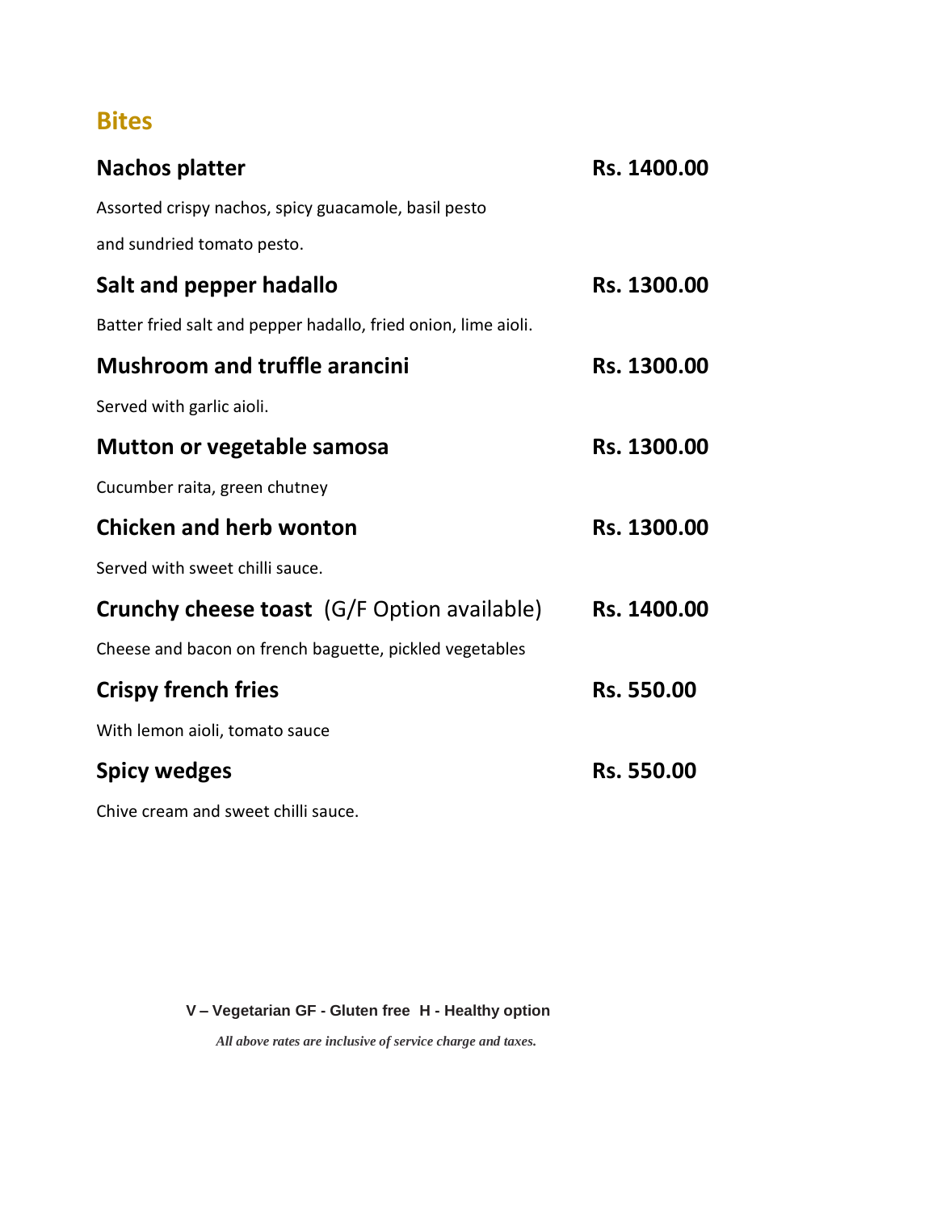## Bites

**Nachos platter** **Rs. 1400.00**

Assorted crispy nachos, spicy guacamole, basil pesto

and sundried tomato pesto.

**Salt and pepper hadallo** **Rs. 1300.00**

Batter fried salt and pepper hadallo, fried onion, lime aioli.

**Mushroom and truffle arancini** **Rs. 1300.00**

Served with garlic aioli.

**Mutton or vegetable samosa** **Rs. 1300.00**

Cucumber raita, green chutney

**Chicken and herb wonton** **Rs. 1300.00**

Served with sweet chilli sauce.

**Crunchy cheese toast** (G/F Option available) **Rs. 1400.00**

Cheese and bacon on french baguette, pickled vegetables

**Crispy french fries** **Rs. 550.00**

With lemon aioli, tomato sauce

**Spicy wedges** **Rs. 550.00**

Chive cream and sweet chilli sauce.

**V – Vegetarian GF - Gluten free H - Healthy option**

***All above rates are inclusive of service charge and taxes.***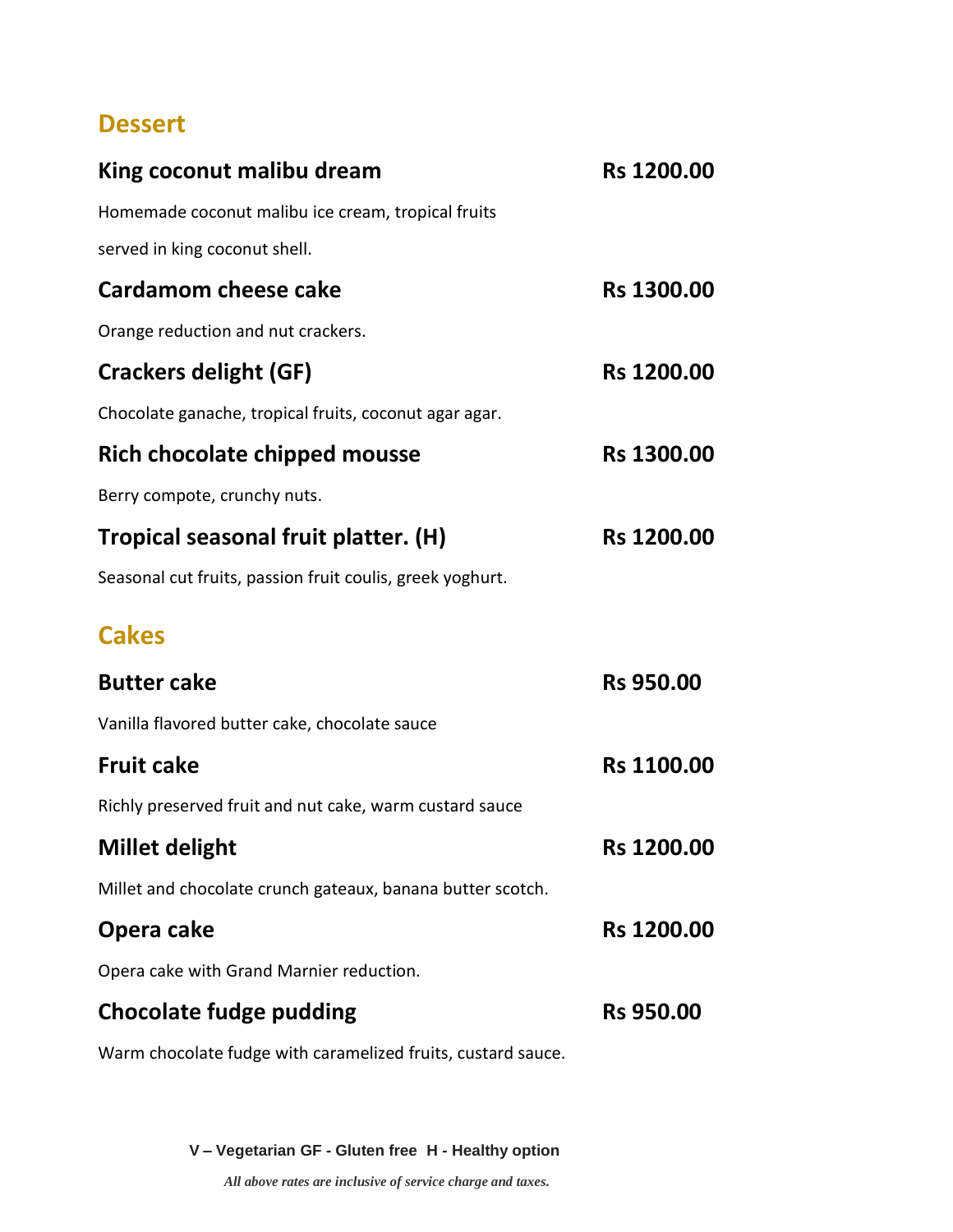## Dessert

**King coconut malibu dream** **Rs 1200.00**

Homemade coconut malibu ice cream, tropical fruits

served in king coconut shell.

**Cardamom cheese cake** **Rs 1300.00**

Orange reduction and nut crackers.

**Crackers delight (GF)** **Rs 1200.00**

Chocolate ganache, tropical fruits, coconut agar agar.

**Rich chocolate chipped mousse** **Rs 1300.00**

Berry compote, crunchy nuts.

**Tropical seasonal fruit platter. (H)** **Rs 1200.00**

Seasonal cut fruits, passion fruit coulis, greek yoghurt.

## Cakes

**Butter cake** **Rs 950.00**

Vanilla flavored butter cake, chocolate sauce

**Fruit cake** **Rs 1100.00**

Richly preserved fruit and nut cake, warm custard sauce

**Millet delight** **Rs 1200.00**

Millet and chocolate crunch gateaux, banana butter scotch.

**Opera cake** **Rs 1200.00**

Opera cake with Grand Marnier reduction.

**Chocolate fudge pudding** **Rs 950.00**

Warm chocolate fudge with caramelized fruits, custard sauce.

**V – Vegetarian GF - Gluten free H - Healthy option**

***All above rates are inclusive of service charge and taxes.***